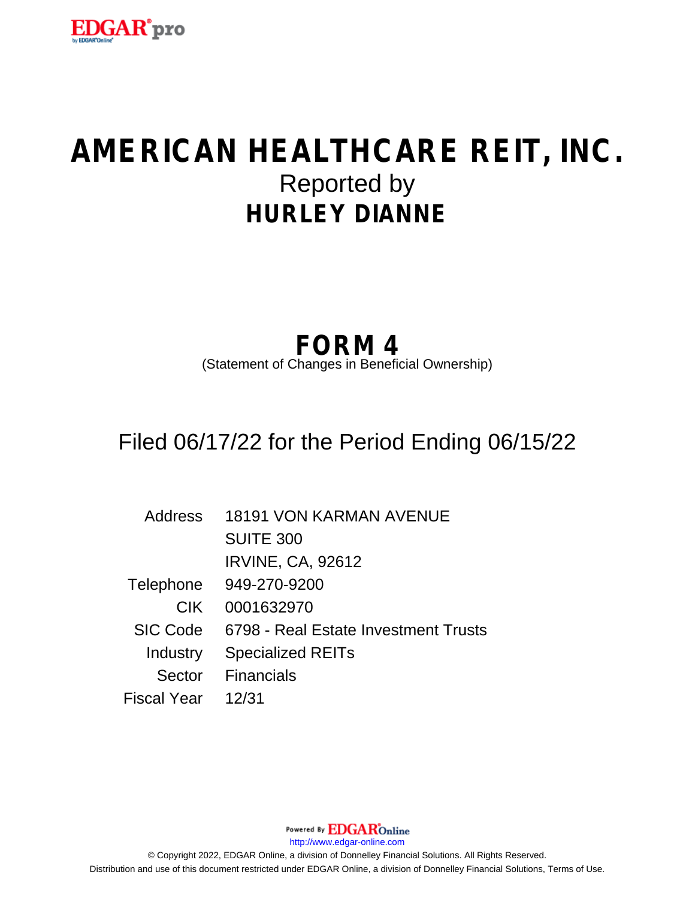# AMERICAN HEALTHCARE REIT, INC.

Reported by

## HURLEY DIANNE

## FORM 4

(Statement of Changes in Beneficial Ownership)

Filed 06/17/22 for the Period Ending 06/15/22

| | |
|---|---|
| Address | 18191 VON KARMAN AVENUE |
| | SUITE 300 |
| | IRVINE, CA, 92612 |
| Telephone | 949-270-9200 |
| CIK | 0001632970 |
| SIC Code | 6798 - Real Estate Investment Trusts |
| Industry | Specialized REITs |
| Sector | Financials |
| Fiscal Year | 12/31 |

Powered By EDGAR Online

http://www.edgar-online.com

© Copyright 2022, EDGAR Online, a division of Donnelley Financial Solutions. All Rights Reserved.
Distribution and use of this document restricted under EDGAR Online, a division of Donnelley Financial Solutions, Terms of Use.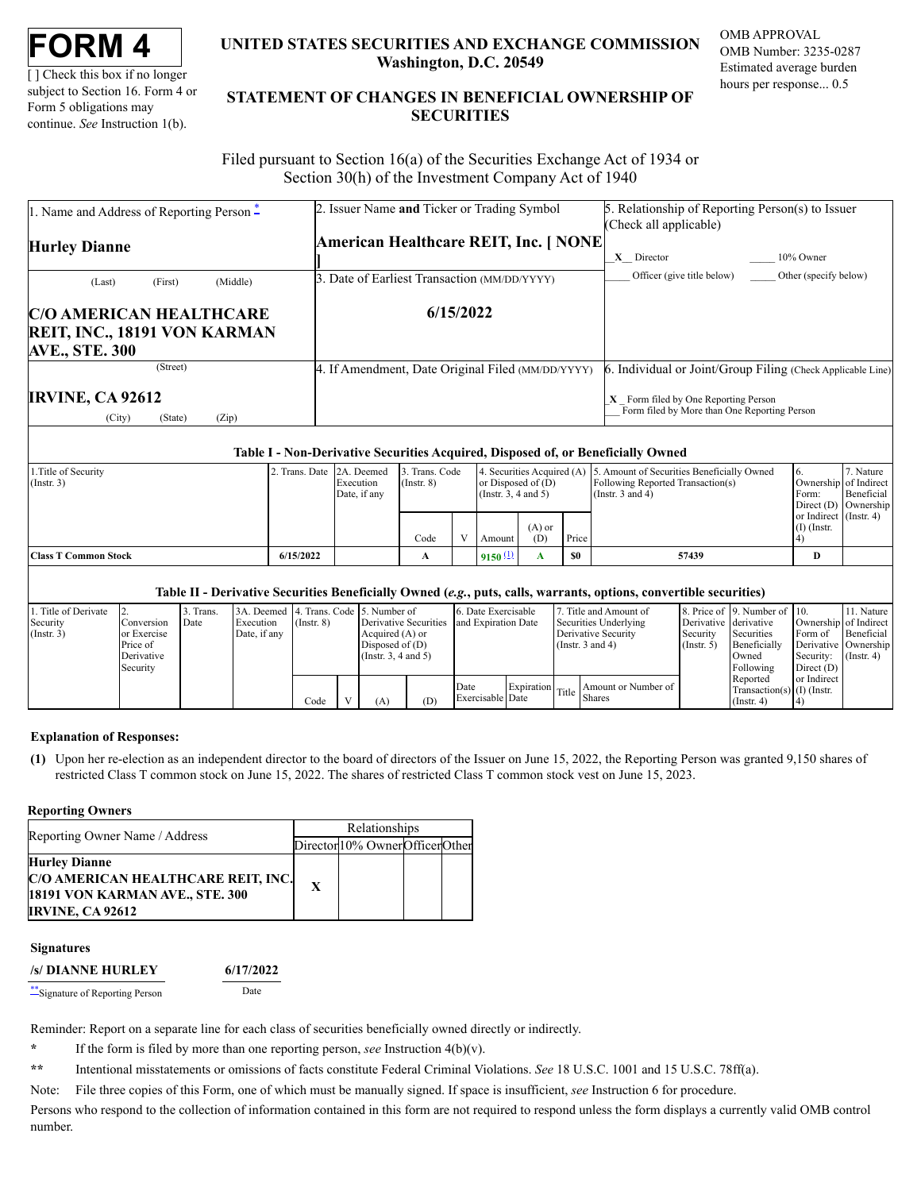# FORM 4

[ ] Check this box if no longer subject to Section 16. Form 4 or Form 5 obligations may continue. *See* Instruction 1(b).

**UNITED STATES SECURITIES AND EXCHANGE COMMISSION**
**Washington, D.C. 20549**

**STATEMENT OF CHANGES IN BENEFICIAL OWNERSHIP OF SECURITIES**

OMB APPROVAL
OMB Number: 3235-0287
Estimated average burden hours per response... 0.5

Filed pursuant to Section 16(a) of the Securities Exchange Act of 1934 or Section 30(h) of the Investment Company Act of 1940

| | | |
|---|---|---|
| 1. Name and Address of Reporting Person *<br>**Hurley Dianne**<br>(Last) (First) (Middle)<br>**C/O AMERICAN HEALTHCARE REIT, INC., 18191 VON KARMAN AVE., STE. 300**<br>(Street)<br>**IRVINE, CA 92612**<br>(City) (State) (Zip) | 2. Issuer Name **and** Ticker or Trading Symbol<br>**American Healthcare REIT, Inc. [ NONE ]**<br>3. Date of Earliest Transaction (MM/DD/YYYY)<br>**6/15/2022**<br>4. If Amendment, Date Original Filed (MM/DD/YYYY) | 5. Relationship of Reporting Person(s) to Issuer (Check all applicable)<br>_X_ Director ___ 10% Owner<br>___ Officer (give title below) ___ Other (specify below)<br>6. Individual or Joint/Group Filing (Check Applicable Line)<br>_X_ Form filed by One Reporting Person<br>___ Form filed by More than One Reporting Person |

**Table I - Non-Derivative Securities Acquired, Disposed of, or Beneficially Owned**

| 1.Title of Security (Instr. 3) | 2. Trans. Date | 2A. Deemed Execution Date, if any | 3. Trans. Code (Instr. 8) | | 4. Securities Acquired (A) or Disposed of (D) (Instr. 3, 4 and 5) | | | 5. Amount of Securities Beneficially Owned Following Reported Transaction(s) (Instr. 3 and 4) | 6. Ownership Form: Direct (D) or Indirect (I) (Instr. 4) | 7. Nature of Indirect Beneficial Ownership (Instr. 4) |
|---|---|---|---|---|---|---|---|---|---|---|
| | | | Code | V | Amount | (A) or (D) | Price | | | |
| **Class T Common Stock** | **6/15/2022** | | **A** | | **9150** (1) | **A** | **$0** | **57439** | **D** | |

**Table II - Derivative Securities Beneficially Owned (*e.g.*, puts, calls, warrants, options, convertible securities)**

| 1. Title of Derivate Security (Instr. 3) | 2. Conversion or Exercise Price of Derivative Security | 3. Trans. Date | 3A. Deemed Execution Date, if any | 4. Trans. Code (Instr. 8) | | 5. Number of Derivative Securities Acquired (A) or Disposed of (D) (Instr. 3, 4 and 5) | | 6. Date Exercisable and Expiration Date | | 7. Title and Amount of Securities Underlying Derivative Security (Instr. 3 and 4) | | 8. Price of Derivative Security (Instr. 5) | 9. Number of derivative Securities Beneficially Owned Following Reported Transaction(s) (Instr. 4) | 10. Ownership Form of Derivative Security: Direct (D) or Indirect (I) (Instr. 4) | 11. Nature of Indirect Beneficial Ownership (Instr. 4) |
|---|---|---|---|---|---|---|---|---|---|---|---|---|---|---|---|
| | | | | Code | V | (A) | (D) | Date Exercisable | Expiration Date | Title | Amount or Number of Shares | | | | |

**Explanation of Responses:**

**(1)** Upon her re-election as an independent director to the board of directors of the Issuer on June 15, 2022, the Reporting Person was granted 9,150 shares of restricted Class T common stock on June 15, 2022. The shares of restricted Class T common stock vest on June 15, 2023.

**Reporting Owners**

| Reporting Owner Name / Address | Relationships | | | |
|---|---|---|---|---|
| | Director | 10% Owner | Officer | Other |
| **Hurley Dianne**<br>**C/O AMERICAN HEALTHCARE REIT, INC.**<br>**18191 VON KARMAN AVE., STE. 300**<br>**IRVINE, CA 92612** | **X** | | | |

**Signatures**

| | |
|---|---|
| **/s/ DIANNE HURLEY** | **6/17/2022** |
| **Signature of Reporting Person | Date |

Reminder: Report on a separate line for each class of securities beneficially owned directly or indirectly.

\* If the form is filed by more than one reporting person, *see* Instruction 4(b)(v).

\*\* Intentional misstatements or omissions of facts constitute Federal Criminal Violations. *See* 18 U.S.C. 1001 and 15 U.S.C. 78ff(a).

Note: File three copies of this Form, one of which must be manually signed. If space is insufficient, *see* Instruction 6 for procedure.

Persons who respond to the collection of information contained in this form are not required to respond unless the form displays a currently valid OMB control number.